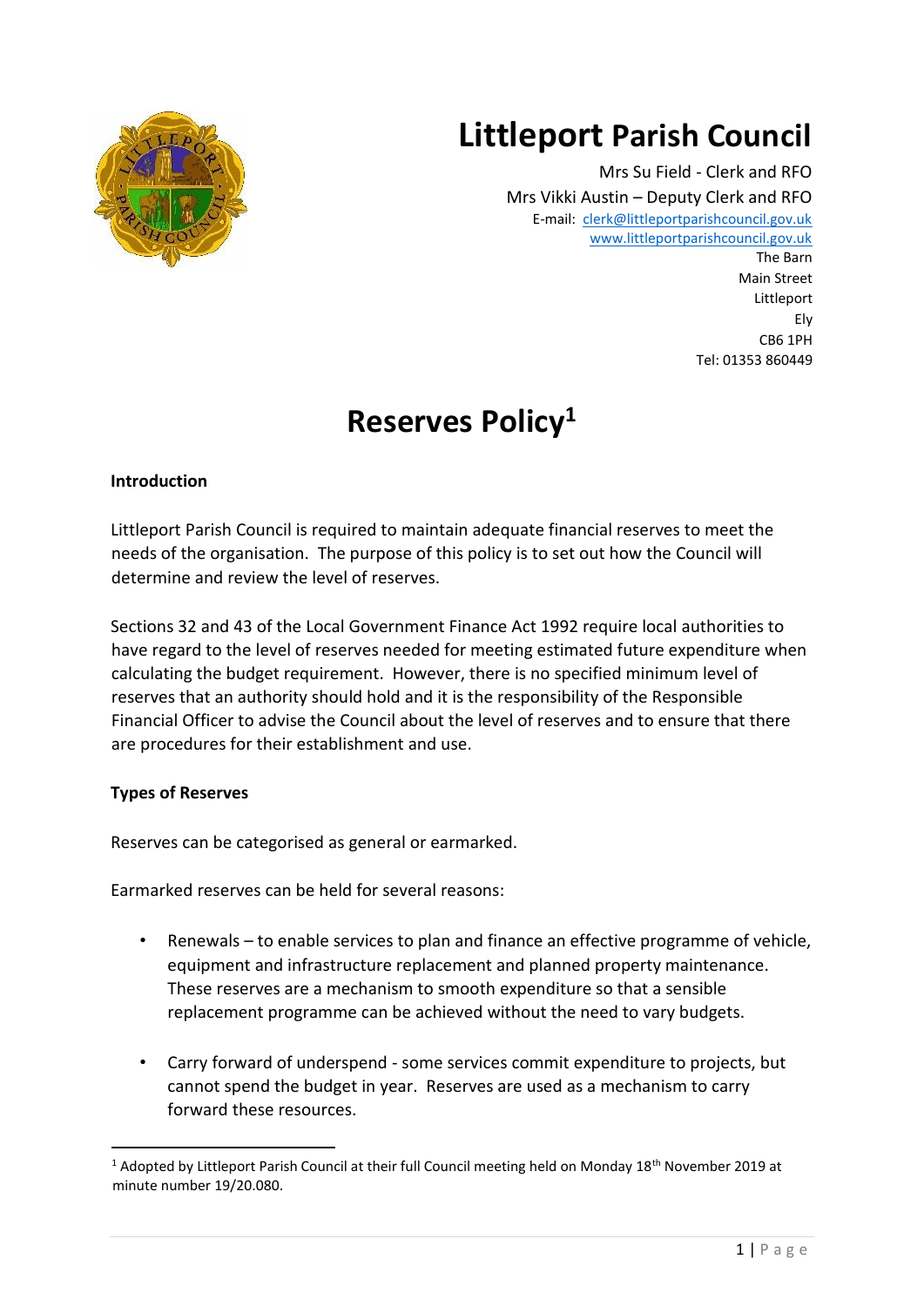# Littleport Parish Council

Mrs Su Field - Clerk and RFO
Mrs Vikki Austin – Deputy Clerk and RFO
E-mail: clerk@littleportparishcouncil.gov.uk
www.littleportparishcouncil.gov.uk
The Barn
Main Street
Littleport
Ely
CB6 1PH
Tel: 01353 860449

## Reserves Policy[1]

**Introduction**

Littleport Parish Council is required to maintain adequate financial reserves to meet the needs of the organisation. The purpose of this policy is to set out how the Council will determine and review the level of reserves.

Sections 32 and 43 of the Local Government Finance Act 1992 require local authorities to have regard to the level of reserves needed for meeting estimated future expenditure when calculating the budget requirement. However, there is no specified minimum level of reserves that an authority should hold and it is the responsibility of the Responsible Financial Officer to advise the Council about the level of reserves and to ensure that there are procedures for their establishment and use.

**Types of Reserves**

Reserves can be categorised as general or earmarked.

Earmarked reserves can be held for several reasons:

- Renewals – to enable services to plan and finance an effective programme of vehicle, equipment and infrastructure replacement and planned property maintenance. These reserves are a mechanism to smooth expenditure so that a sensible replacement programme can be achieved without the need to vary budgets.

- Carry forward of underspend - some services commit expenditure to projects, but cannot spend the budget in year. Reserves are used as a mechanism to carry forward these resources.

[1] Adopted by Littleport Parish Council at their full Council meeting held on Monday 18th November 2019 at minute number 19/20.080.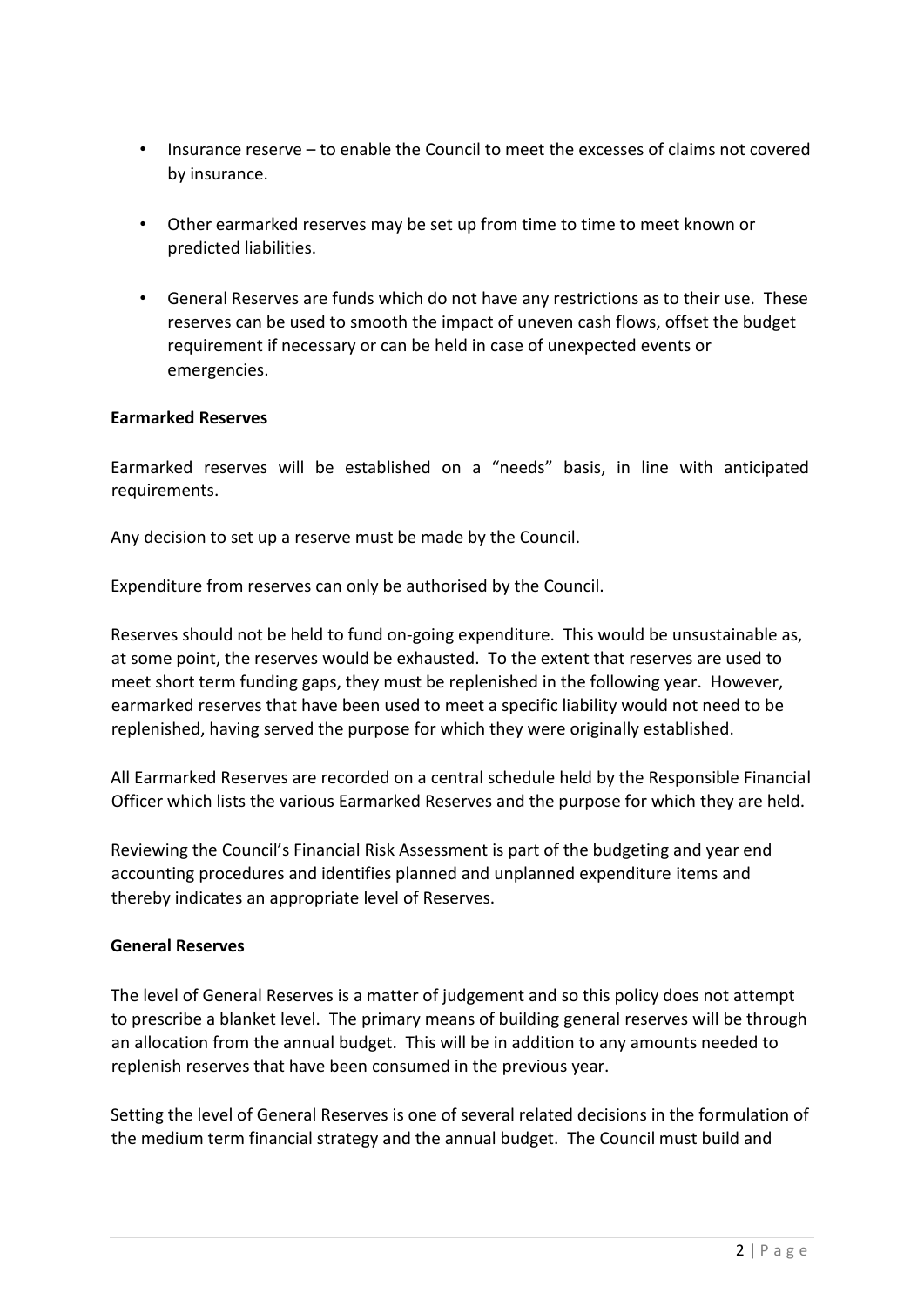- Insurance reserve – to enable the Council to meet the excesses of claims not covered by insurance.

- Other earmarked reserves may be set up from time to time to meet known or predicted liabilities.

- General Reserves are funds which do not have any restrictions as to their use. These reserves can be used to smooth the impact of uneven cash flows, offset the budget requirement if necessary or can be held in case of unexpected events or emergencies.

**Earmarked Reserves**

Earmarked reserves will be established on a "needs" basis, in line with anticipated requirements.

Any decision to set up a reserve must be made by the Council.

Expenditure from reserves can only be authorised by the Council.

Reserves should not be held to fund on-going expenditure. This would be unsustainable as, at some point, the reserves would be exhausted. To the extent that reserves are used to meet short term funding gaps, they must be replenished in the following year. However, earmarked reserves that have been used to meet a specific liability would not need to be replenished, having served the purpose for which they were originally established.

All Earmarked Reserves are recorded on a central schedule held by the Responsible Financial Officer which lists the various Earmarked Reserves and the purpose for which they are held.

Reviewing the Council's Financial Risk Assessment is part of the budgeting and year end accounting procedures and identifies planned and unplanned expenditure items and thereby indicates an appropriate level of Reserves.

**General Reserves**

The level of General Reserves is a matter of judgement and so this policy does not attempt to prescribe a blanket level. The primary means of building general reserves will be through an allocation from the annual budget. This will be in addition to any amounts needed to replenish reserves that have been consumed in the previous year.

Setting the level of General Reserves is one of several related decisions in the formulation of the medium term financial strategy and the annual budget. The Council must build and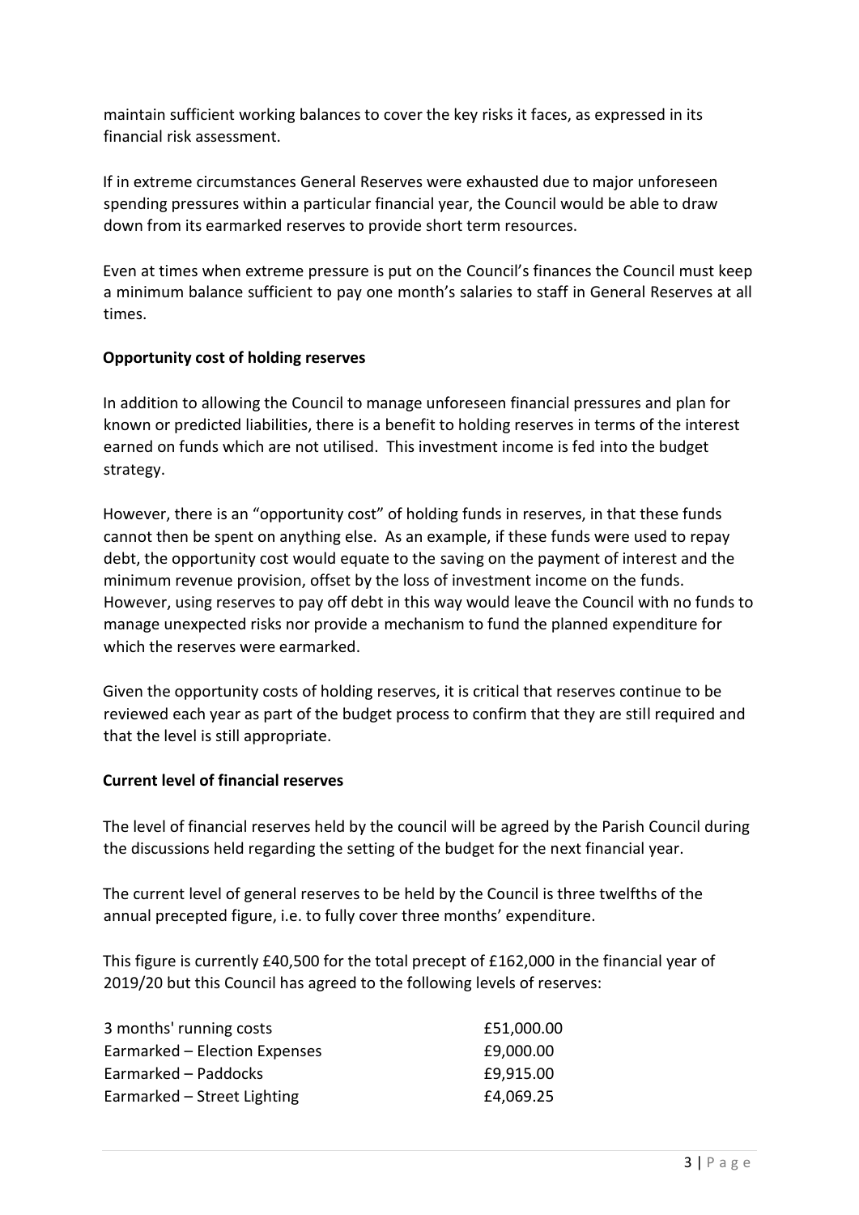maintain sufficient working balances to cover the key risks it faces, as expressed in its financial risk assessment.

If in extreme circumstances General Reserves were exhausted due to major unforeseen spending pressures within a particular financial year, the Council would be able to draw down from its earmarked reserves to provide short term resources.

Even at times when extreme pressure is put on the Council's finances the Council must keep a minimum balance sufficient to pay one month's salaries to staff in General Reserves at all times.

**Opportunity cost of holding reserves**

In addition to allowing the Council to manage unforeseen financial pressures and plan for known or predicted liabilities, there is a benefit to holding reserves in terms of the interest earned on funds which are not utilised. This investment income is fed into the budget strategy.

However, there is an "opportunity cost" of holding funds in reserves, in that these funds cannot then be spent on anything else. As an example, if these funds were used to repay debt, the opportunity cost would equate to the saving on the payment of interest and the minimum revenue provision, offset by the loss of investment income on the funds. However, using reserves to pay off debt in this way would leave the Council with no funds to manage unexpected risks nor provide a mechanism to fund the planned expenditure for which the reserves were earmarked.

Given the opportunity costs of holding reserves, it is critical that reserves continue to be reviewed each year as part of the budget process to confirm that they are still required and that the level is still appropriate.

**Current level of financial reserves**

The level of financial reserves held by the council will be agreed by the Parish Council during the discussions held regarding the setting of the budget for the next financial year.

The current level of general reserves to be held by the Council is three twelfths of the annual precepted figure, i.e. to fully cover three months' expenditure.

This figure is currently £40,500 for the total precept of £162,000 in the financial year of 2019/20 but this Council has agreed to the following levels of reserves:

| | |
|---|---|
| 3 months' running costs | £51,000.00 |
| Earmarked – Election Expenses | £9,000.00 |
| Earmarked – Paddocks | £9,915.00 |
| Earmarked – Street Lighting | £4,069.25 |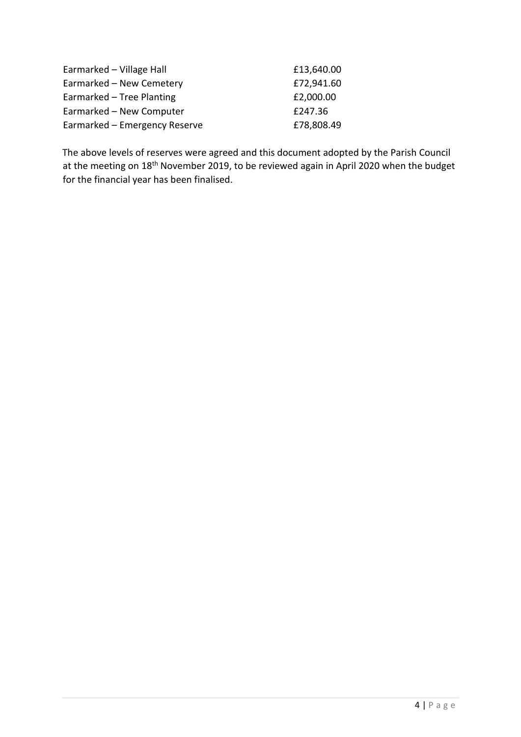| | |
|---|---|
| Earmarked – Village Hall | £13,640.00 |
| Earmarked – New Cemetery | £72,941.60 |
| Earmarked – Tree Planting | £2,000.00 |
| Earmarked – New Computer | £247.36 |
| Earmarked – Emergency Reserve | £78,808.49 |

The above levels of reserves were agreed and this document adopted by the Parish Council at the meeting on 18th November 2019, to be reviewed again in April 2020 when the budget for the financial year has been finalised.